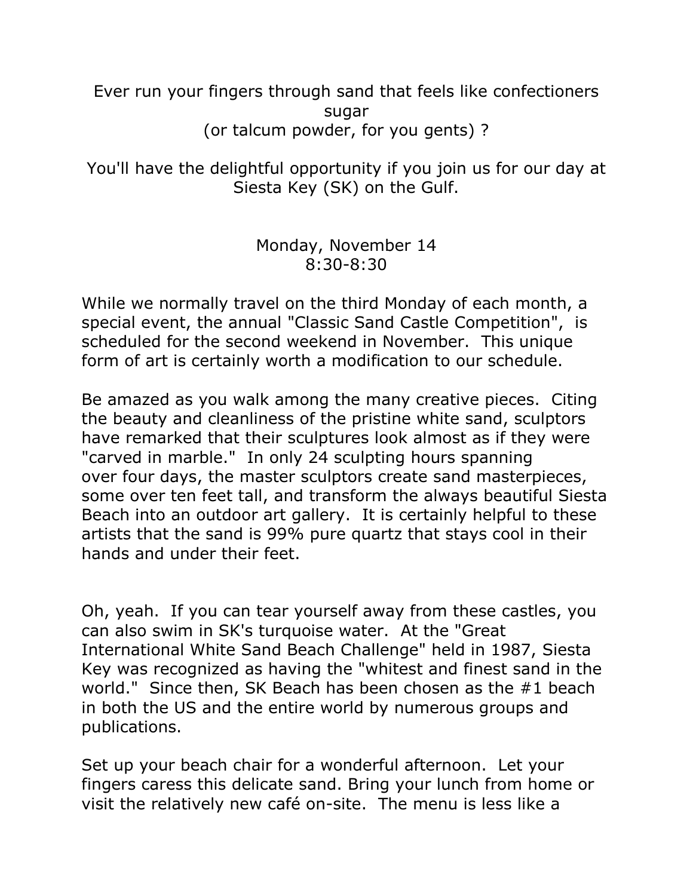Ever run your fingers through sand that feels like confectioners sugar
(or talcum powder, for you gents) ?

You'll have the delightful opportunity if you join us for our day at Siesta Key (SK) on the Gulf.

Monday, November 14
8:30-8:30

While we normally travel on the third Monday of each month, a special event, the annual "Classic Sand Castle Competition", is scheduled for the second weekend in November. This unique form of art is certainly worth a modification to our schedule.

Be amazed as you walk among the many creative pieces. Citing the beauty and cleanliness of the pristine white sand, sculptors have remarked that their sculptures look almost as if they were "carved in marble." In only 24 sculpting hours spanning over four days, the master sculptors create sand masterpieces, some over ten feet tall, and transform the always beautiful Siesta Beach into an outdoor art gallery. It is certainly helpful to these artists that the sand is 99% pure quartz that stays cool in their hands and under their feet.

Oh, yeah. If you can tear yourself away from these castles, you can also swim in SK's turquoise water. At the "Great International White Sand Beach Challenge" held in 1987, Siesta Key was recognized as having the "whitest and finest sand in the world." Since then, SK Beach has been chosen as the #1 beach in both the US and the entire world by numerous groups and publications.

Set up your beach chair for a wonderful afternoon. Let your fingers caress this delicate sand. Bring your lunch from home or visit the relatively new café on-site. The menu is less like a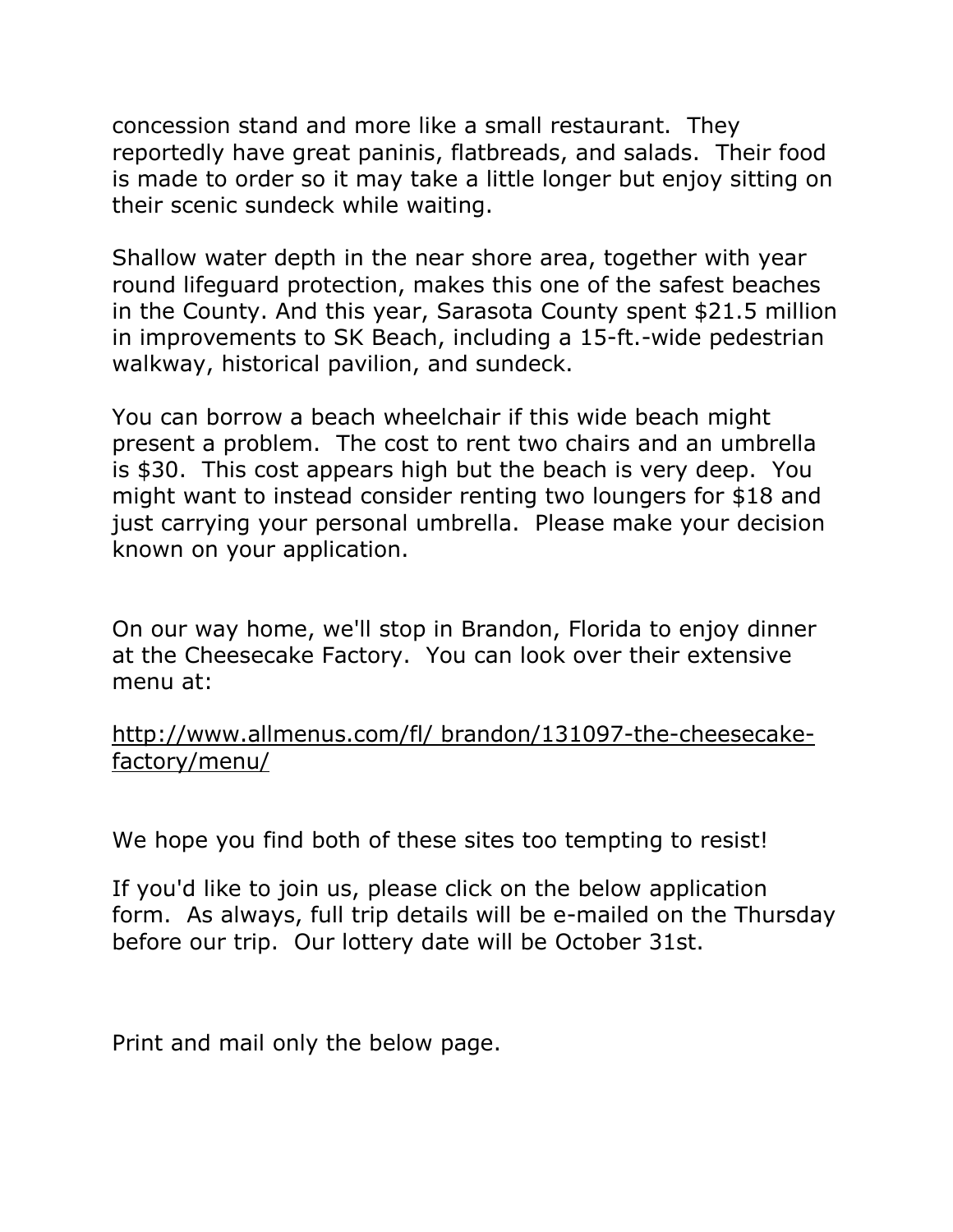concession stand and more like a small restaurant. They reportedly have great paninis, flatbreads, and salads. Their food is made to order so it may take a little longer but enjoy sitting on their scenic sundeck while waiting.

Shallow water depth in the near shore area, together with year round lifeguard protection, makes this one of the safest beaches in the County. And this year, Sarasota County spent $21.5 million in improvements to SK Beach, including a 15-ft.-wide pedestrian walkway, historical pavilion, and sundeck.

You can borrow a beach wheelchair if this wide beach might present a problem. The cost to rent two chairs and an umbrella is $30. This cost appears high but the beach is very deep. You might want to instead consider renting two loungers for $18 and just carrying your personal umbrella. Please make your decision known on your application.

On our way home, we'll stop in Brandon, Florida to enjoy dinner at the Cheesecake Factory. You can look over their extensive menu at:

http://www.allmenus.com/fl/ brandon/131097-the-cheesecake-factory/menu/

We hope you find both of these sites too tempting to resist!

If you'd like to join us, please click on the below application form. As always, full trip details will be e-mailed on the Thursday before our trip. Our lottery date will be October 31st.

Print and mail only the below page.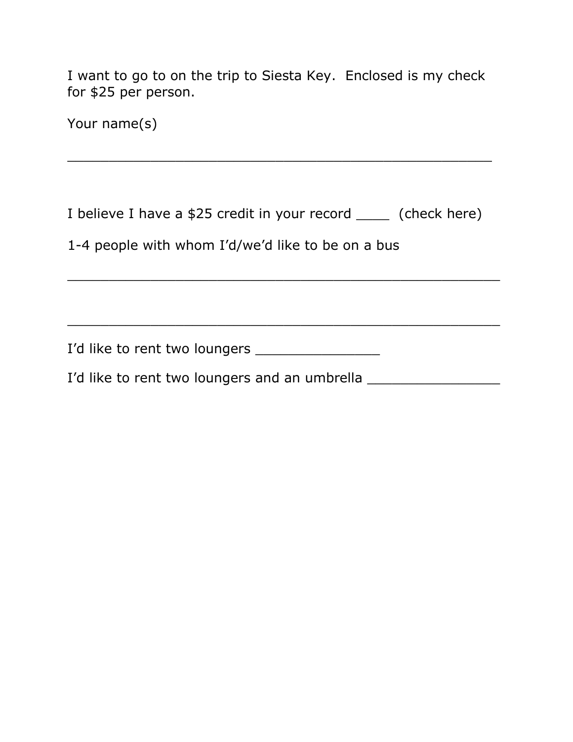I want to go to on the trip to Siesta Key. Enclosed is my check for $25 per person.

Your name(s)

_____________________________________________________

I believe I have a $25 credit in your record ____ (check here)

1-4 people with whom I'd/we'd like to be on a bus

______________________________________________________

______________________________________________________

I'd like to rent two loungers _______________

I'd like to rent two loungers and an umbrella ________________